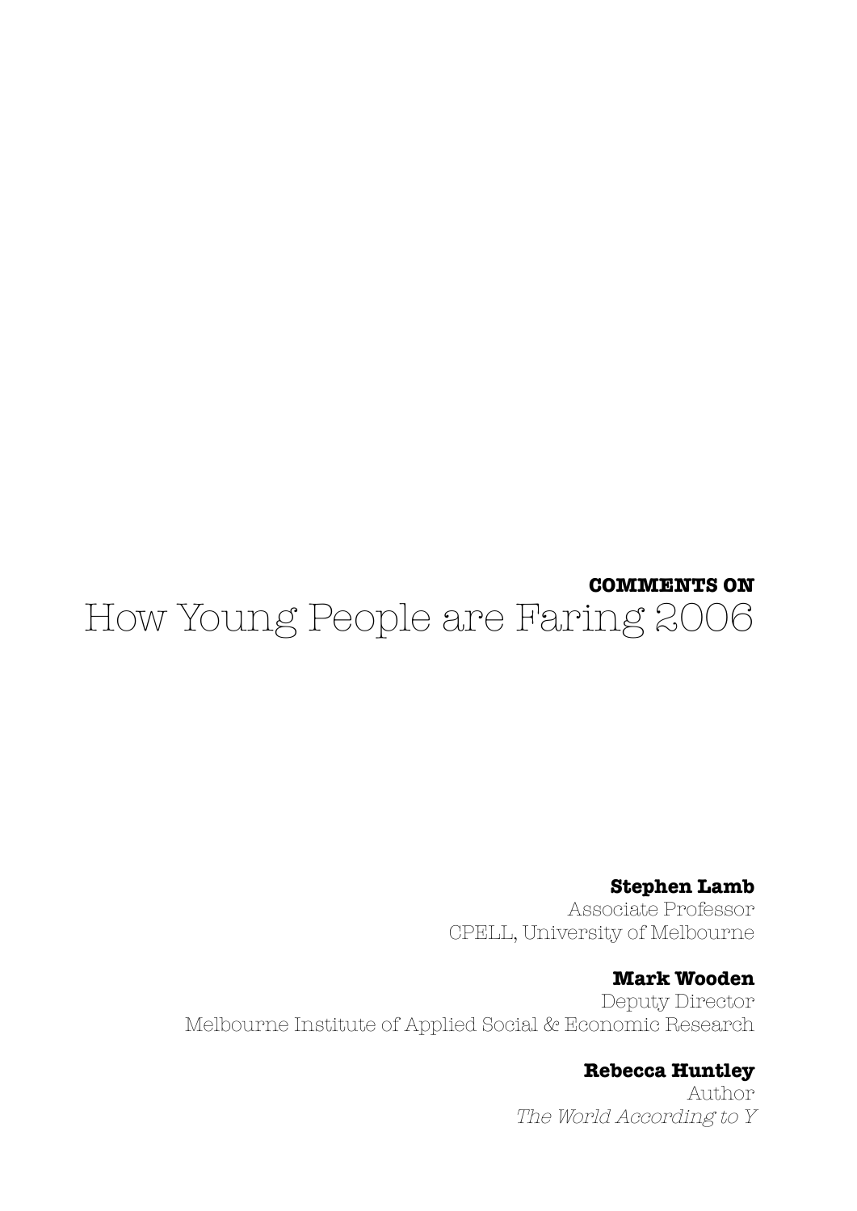**COMMENTS ON**

# How Young People are Faring 2006

**Stephen Lamb**
Associate Professor
CPELL, University of Melbourne

**Mark Wooden**
Deputy Director
Melbourne Institute of Applied Social & Economic Research

**Rebecca Huntley**
Author
*The World According to Y*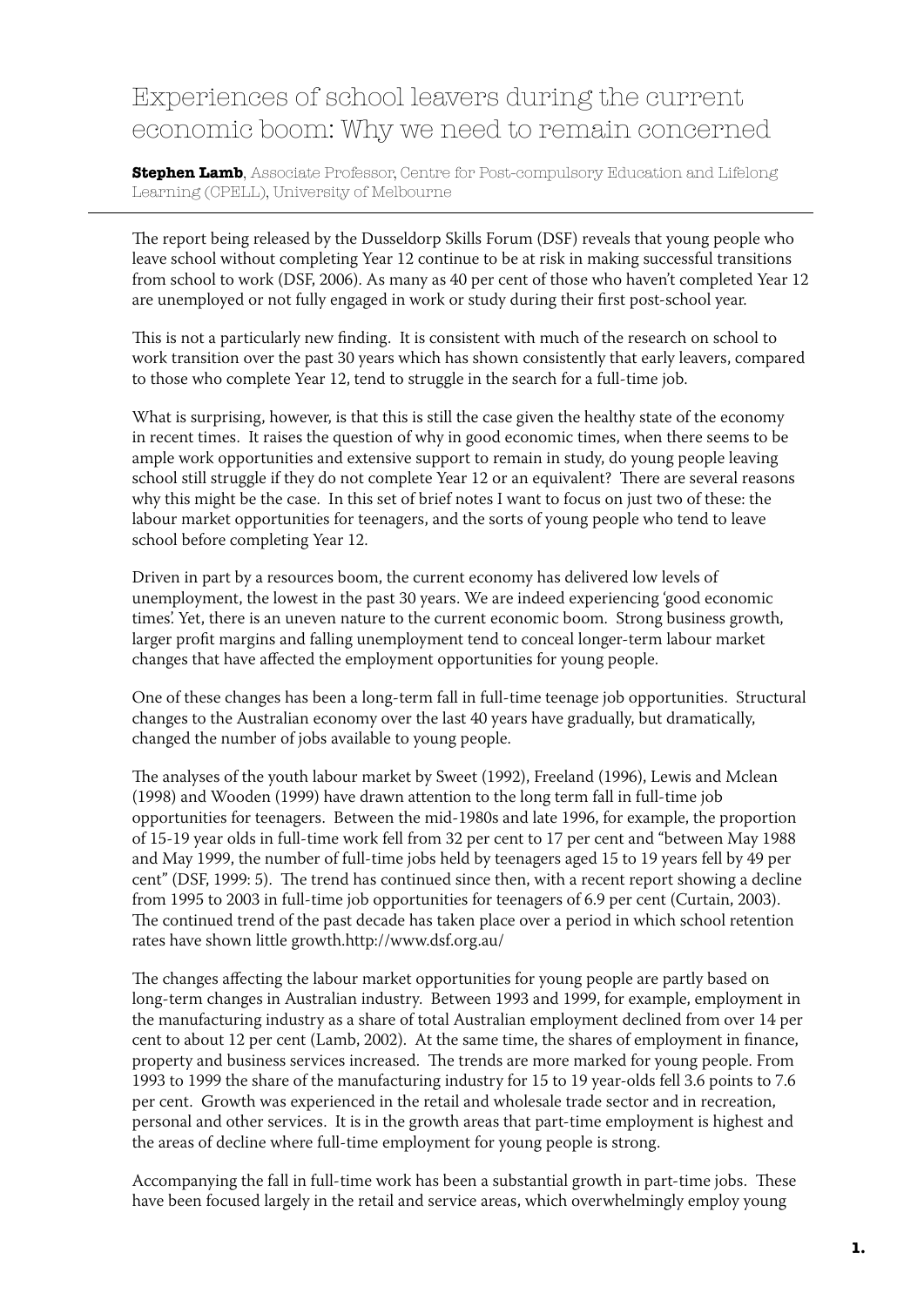# Experiences of school leavers during the current economic boom: Why we need to remain concerned

**Stephen Lamb**, Associate Professor, Centre for Post-compulsory Education and Lifelong Learning (CPELL), University of Melbourne

The report being released by the Dusseldorp Skills Forum (DSF) reveals that young people who leave school without completing Year 12 continue to be at risk in making successful transitions from school to work (DSF, 2006). As many as 40 per cent of those who haven't completed Year 12 are unemployed or not fully engaged in work or study during their first post-school year.

This is not a particularly new finding. It is consistent with much of the research on school to work transition over the past 30 years which has shown consistently that early leavers, compared to those who complete Year 12, tend to struggle in the search for a full-time job.

What is surprising, however, is that this is still the case given the healthy state of the economy in recent times. It raises the question of why in good economic times, when there seems to be ample work opportunities and extensive support to remain in study, do young people leaving school still struggle if they do not complete Year 12 or an equivalent? There are several reasons why this might be the case. In this set of brief notes I want to focus on just two of these: the labour market opportunities for teenagers, and the sorts of young people who tend to leave school before completing Year 12.

Driven in part by a resources boom, the current economy has delivered low levels of unemployment, the lowest in the past 30 years. We are indeed experiencing 'good economic times'. Yet, there is an uneven nature to the current economic boom. Strong business growth, larger profit margins and falling unemployment tend to conceal longer-term labour market changes that have affected the employment opportunities for young people.

One of these changes has been a long-term fall in full-time teenage job opportunities. Structural changes to the Australian economy over the last 40 years have gradually, but dramatically, changed the number of jobs available to young people.

The analyses of the youth labour market by Sweet (1992), Freeland (1996), Lewis and Mclean (1998) and Wooden (1999) have drawn attention to the long term fall in full-time job opportunities for teenagers. Between the mid-1980s and late 1996, for example, the proportion of 15-19 year olds in full-time work fell from 32 per cent to 17 per cent and "between May 1988 and May 1999, the number of full-time jobs held by teenagers aged 15 to 19 years fell by 49 per cent" (DSF, 1999: 5). The trend has continued since then, with a recent report showing a decline from 1995 to 2003 in full-time job opportunities for teenagers of 6.9 per cent (Curtain, 2003). The continued trend of the past decade has taken place over a period in which school retention rates have shown little growth.http://www.dsf.org.au/

The changes affecting the labour market opportunities for young people are partly based on long-term changes in Australian industry. Between 1993 and 1999, for example, employment in the manufacturing industry as a share of total Australian employment declined from over 14 per cent to about 12 per cent (Lamb, 2002). At the same time, the shares of employment in finance, property and business services increased. The trends are more marked for young people. From 1993 to 1999 the share of the manufacturing industry for 15 to 19 year-olds fell 3.6 points to 7.6 per cent. Growth was experienced in the retail and wholesale trade sector and in recreation, personal and other services. It is in the growth areas that part-time employment is highest and the areas of decline where full-time employment for young people is strong.

Accompanying the fall in full-time work has been a substantial growth in part-time jobs. These have been focused largely in the retail and service areas, which overwhelmingly employ young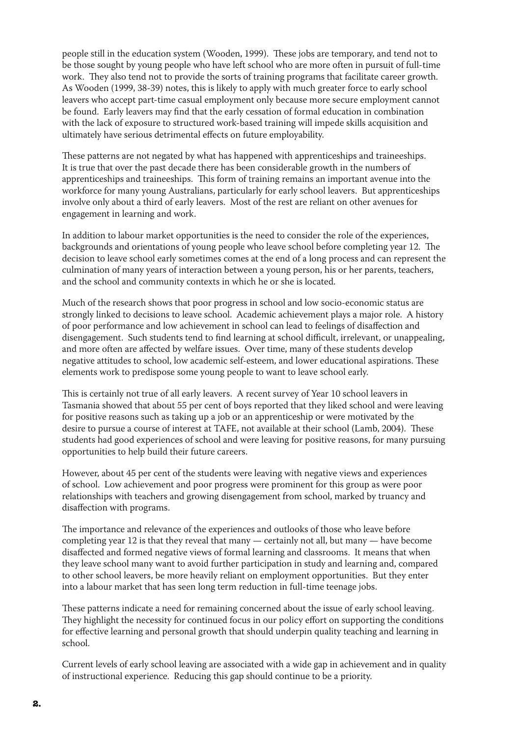people still in the education system (Wooden, 1999). These jobs are temporary, and tend not to be those sought by young people who have left school who are more often in pursuit of full-time work. They also tend not to provide the sorts of training programs that facilitate career growth. As Wooden (1999, 38-39) notes, this is likely to apply with much greater force to early school leavers who accept part-time casual employment only because more secure employment cannot be found. Early leavers may find that the early cessation of formal education in combination with the lack of exposure to structured work-based training will impede skills acquisition and ultimately have serious detrimental effects on future employability.

These patterns are not negated by what has happened with apprenticeships and traineeships. It is true that over the past decade there has been considerable growth in the numbers of apprenticeships and traineeships. This form of training remains an important avenue into the workforce for many young Australians, particularly for early school leavers. But apprenticeships involve only about a third of early leavers. Most of the rest are reliant on other avenues for engagement in learning and work.

In addition to labour market opportunities is the need to consider the role of the experiences, backgrounds and orientations of young people who leave school before completing year 12. The decision to leave school early sometimes comes at the end of a long process and can represent the culmination of many years of interaction between a young person, his or her parents, teachers, and the school and community contexts in which he or she is located.

Much of the research shows that poor progress in school and low socio-economic status are strongly linked to decisions to leave school. Academic achievement plays a major role. A history of poor performance and low achievement in school can lead to feelings of disaffection and disengagement. Such students tend to find learning at school difficult, irrelevant, or unappealing, and more often are affected by welfare issues. Over time, many of these students develop negative attitudes to school, low academic self-esteem, and lower educational aspirations. These elements work to predispose some young people to want to leave school early.

This is certainly not true of all early leavers. A recent survey of Year 10 school leavers in Tasmania showed that about 55 per cent of boys reported that they liked school and were leaving for positive reasons such as taking up a job or an apprenticeship or were motivated by the desire to pursue a course of interest at TAFE, not available at their school (Lamb, 2004). These students had good experiences of school and were leaving for positive reasons, for many pursuing opportunities to help build their future careers.

However, about 45 per cent of the students were leaving with negative views and experiences of school. Low achievement and poor progress were prominent for this group as were poor relationships with teachers and growing disengagement from school, marked by truancy and disaffection with programs.

The importance and relevance of the experiences and outlooks of those who leave before completing year 12 is that they reveal that many — certainly not all, but many — have become disaffected and formed negative views of formal learning and classrooms. It means that when they leave school many want to avoid further participation in study and learning and, compared to other school leavers, be more heavily reliant on employment opportunities. But they enter into a labour market that has seen long term reduction in full-time teenage jobs.

These patterns indicate a need for remaining concerned about the issue of early school leaving. They highlight the necessity for continued focus in our policy effort on supporting the conditions for effective learning and personal growth that should underpin quality teaching and learning in school.

Current levels of early school leaving are associated with a wide gap in achievement and in quality of instructional experience. Reducing this gap should continue to be a priority.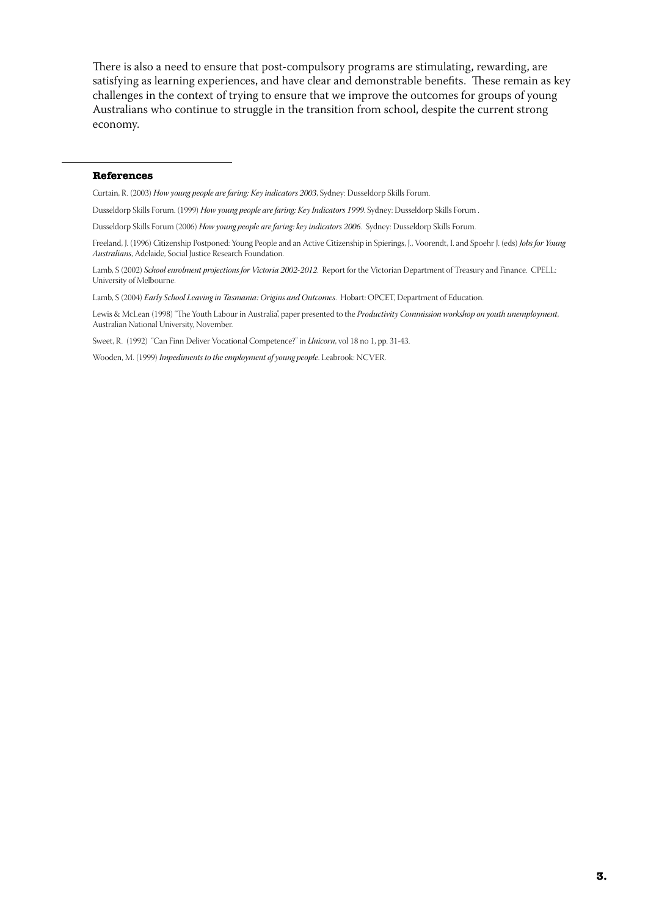There is also a need to ensure that post-compulsory programs are stimulating, rewarding, are satisfying as learning experiences, and have clear and demonstrable benefits. These remain as key challenges in the context of trying to ensure that we improve the outcomes for groups of young Australians who continue to struggle in the transition from school, despite the current strong economy.

## References

Curtain, R. (2003) *How young people are faring: Key indicators 2003*, Sydney: Dusseldorp Skills Forum.

Dusseldorp Skills Forum. (1999) *How young people are faring: Key Indicators 1999*. Sydney: Dusseldorp Skills Forum .

Dusseldorp Skills Forum (2006) *How young people are faring: key indicators 2006*. Sydney: Dusseldorp Skills Forum.

Freeland, J. (1996) Citizenship Postponed: Young People and an Active Citizenship in Spierings, J., Voorendt, I. and Spoehr J. (eds) *Jobs for Young Australians*, Adelaide, Social Justice Research Foundation.

Lamb, S (2002) *School enrolment projections for Victoria 2002-2012*. Report for the Victorian Department of Treasury and Finance. CPELL: University of Melbourne.

Lamb, S (2004) *Early School Leaving in Tasmania: Origins and Outcomes*. Hobart: OPCET, Department of Education.

Lewis & McLean (1998) "The Youth Labour in Australia", paper presented to the *Productivity Commission workshop on youth unemployment*, Australian National University, November.

Sweet, R. (1992) "Can Finn Deliver Vocational Competence?" in *Unicorn*, vol 18 no 1, pp. 31-43.

Wooden, M. (1999) *Impediments to the employment of young people*. Leabrook: NCVER.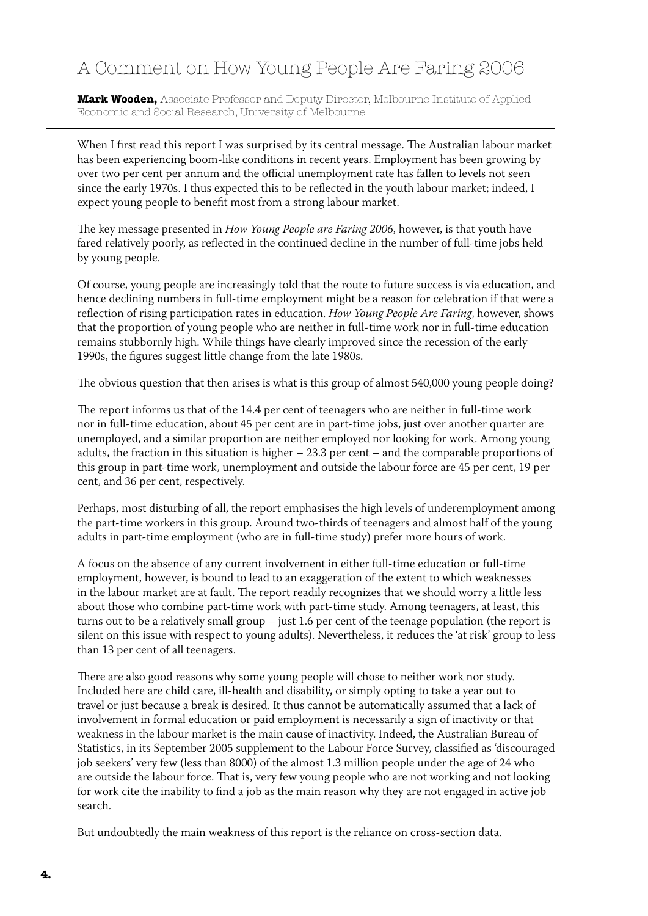# A Comment on How Young People Are Faring 2006

**Mark Wooden,** Associate Professor and Deputy Director, Melbourne Institute of Applied Economic and Social Research, University of Melbourne

When I first read this report I was surprised by its central message. The Australian labour market has been experiencing boom-like conditions in recent years. Employment has been growing by over two per cent per annum and the official unemployment rate has fallen to levels not seen since the early 1970s. I thus expected this to be reflected in the youth labour market; indeed, I expect young people to benefit most from a strong labour market.

The key message presented in *How Young People are Faring 2006*, however, is that youth have fared relatively poorly, as reflected in the continued decline in the number of full-time jobs held by young people.

Of course, young people are increasingly told that the route to future success is via education, and hence declining numbers in full-time employment might be a reason for celebration if that were a reflection of rising participation rates in education. *How Young People Are Faring*, however, shows that the proportion of young people who are neither in full-time work nor in full-time education remains stubbornly high. While things have clearly improved since the recession of the early 1990s, the figures suggest little change from the late 1980s.

The obvious question that then arises is what is this group of almost 540,000 young people doing?

The report informs us that of the 14.4 per cent of teenagers who are neither in full-time work nor in full-time education, about 45 per cent are in part-time jobs, just over another quarter are unemployed, and a similar proportion are neither employed nor looking for work. Among young adults, the fraction in this situation is higher – 23.3 per cent – and the comparable proportions of this group in part-time work, unemployment and outside the labour force are 45 per cent, 19 per cent, and 36 per cent, respectively.

Perhaps, most disturbing of all, the report emphasises the high levels of underemployment among the part-time workers in this group. Around two-thirds of teenagers and almost half of the young adults in part-time employment (who are in full-time study) prefer more hours of work.

A focus on the absence of any current involvement in either full-time education or full-time employment, however, is bound to lead to an exaggeration of the extent to which weaknesses in the labour market are at fault. The report readily recognizes that we should worry a little less about those who combine part-time work with part-time study. Among teenagers, at least, this turns out to be a relatively small group – just 1.6 per cent of the teenage population (the report is silent on this issue with respect to young adults). Nevertheless, it reduces the 'at risk' group to less than 13 per cent of all teenagers.

There are also good reasons why some young people will chose to neither work nor study. Included here are child care, ill-health and disability, or simply opting to take a year out to travel or just because a break is desired. It thus cannot be automatically assumed that a lack of involvement in formal education or paid employment is necessarily a sign of inactivity or that weakness in the labour market is the main cause of inactivity. Indeed, the Australian Bureau of Statistics, in its September 2005 supplement to the Labour Force Survey, classified as 'discouraged job seekers' very few (less than 8000) of the almost 1.3 million people under the age of 24 who are outside the labour force. That is, very few young people who are not working and not looking for work cite the inability to find a job as the main reason why they are not engaged in active job search.

But undoubtedly the main weakness of this report is the reliance on cross-section data.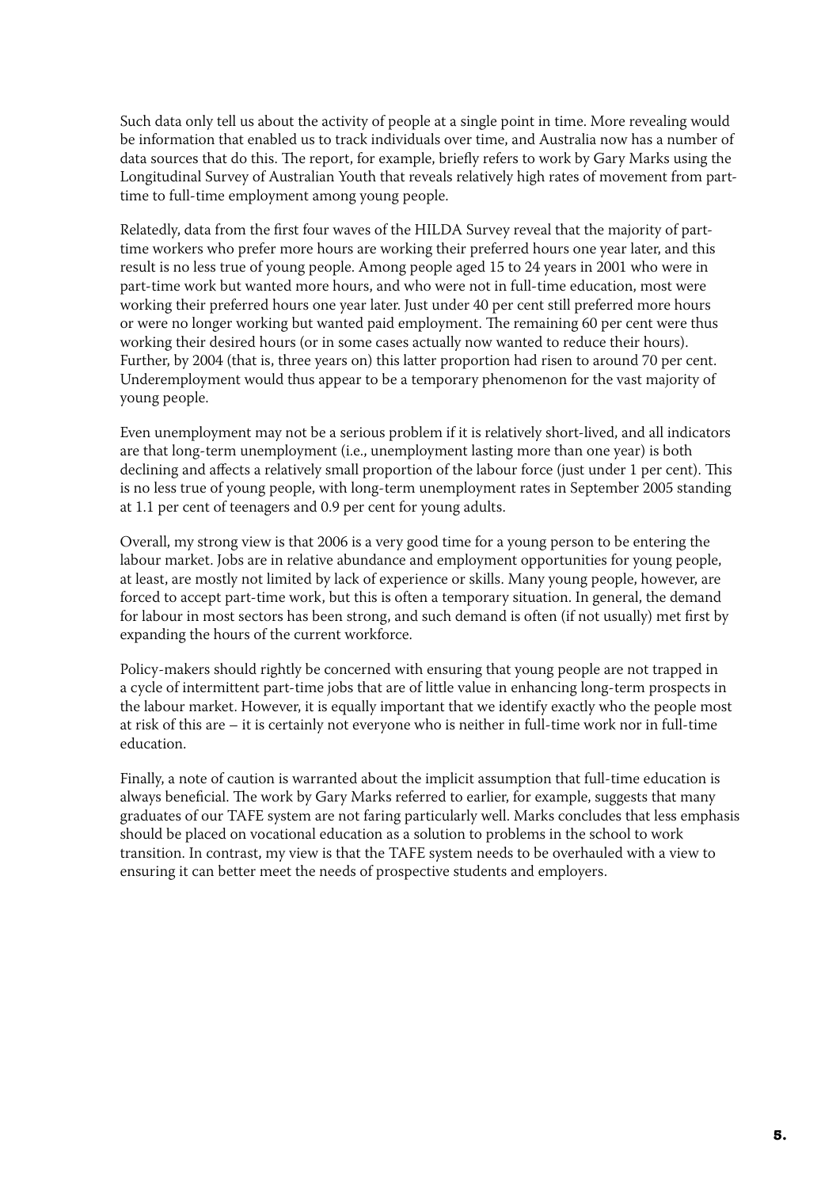Such data only tell us about the activity of people at a single point in time. More revealing would be information that enabled us to track individuals over time, and Australia now has a number of data sources that do this. The report, for example, briefly refers to work by Gary Marks using the Longitudinal Survey of Australian Youth that reveals relatively high rates of movement from part-time to full-time employment among young people.

Relatedly, data from the first four waves of the HILDA Survey reveal that the majority of part-time workers who prefer more hours are working their preferred hours one year later, and this result is no less true of young people. Among people aged 15 to 24 years in 2001 who were in part-time work but wanted more hours, and who were not in full-time education, most were working their preferred hours one year later. Just under 40 per cent still preferred more hours or were no longer working but wanted paid employment. The remaining 60 per cent were thus working their desired hours (or in some cases actually now wanted to reduce their hours). Further, by 2004 (that is, three years on) this latter proportion had risen to around 70 per cent. Underemployment would thus appear to be a temporary phenomenon for the vast majority of young people.

Even unemployment may not be a serious problem if it is relatively short-lived, and all indicators are that long-term unemployment (i.e., unemployment lasting more than one year) is both declining and affects a relatively small proportion of the labour force (just under 1 per cent). This is no less true of young people, with long-term unemployment rates in September 2005 standing at 1.1 per cent of teenagers and 0.9 per cent for young adults.

Overall, my strong view is that 2006 is a very good time for a young person to be entering the labour market. Jobs are in relative abundance and employment opportunities for young people, at least, are mostly not limited by lack of experience or skills. Many young people, however, are forced to accept part-time work, but this is often a temporary situation. In general, the demand for labour in most sectors has been strong, and such demand is often (if not usually) met first by expanding the hours of the current workforce.

Policy-makers should rightly be concerned with ensuring that young people are not trapped in a cycle of intermittent part-time jobs that are of little value in enhancing long-term prospects in the labour market. However, it is equally important that we identify exactly who the people most at risk of this are – it is certainly not everyone who is neither in full-time work nor in full-time education.

Finally, a note of caution is warranted about the implicit assumption that full-time education is always beneficial. The work by Gary Marks referred to earlier, for example, suggests that many graduates of our TAFE system are not faring particularly well. Marks concludes that less emphasis should be placed on vocational education as a solution to problems in the school to work transition. In contrast, my view is that the TAFE system needs to be overhauled with a view to ensuring it can better meet the needs of prospective students and employers.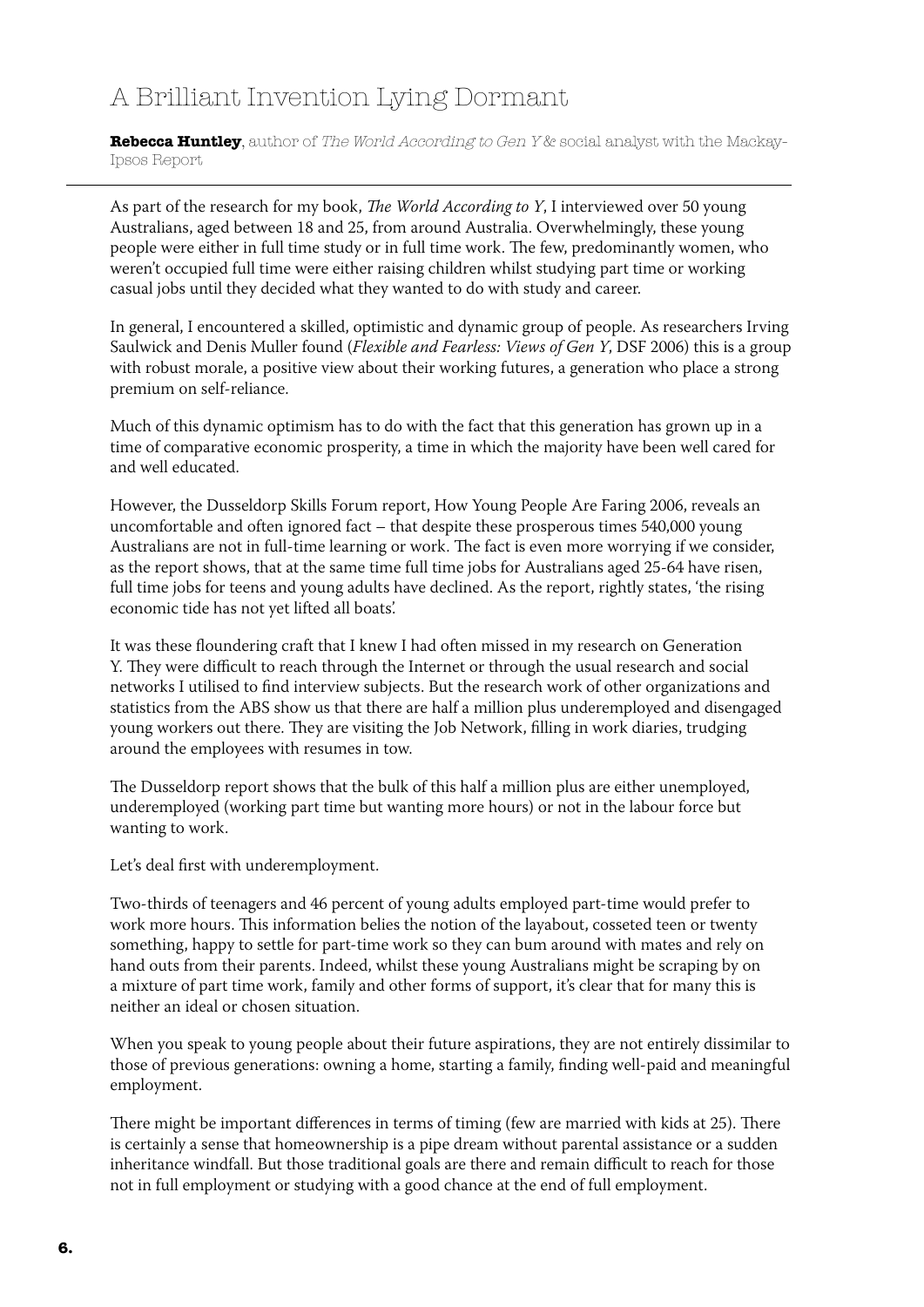# A Brilliant Invention Lying Dormant

**Rebecca Huntley**, author of *The World According to Gen Y* & social analyst with the Mackay-Ipsos Report

---

As part of the research for my book, *The World According to Y*, I interviewed over 50 young Australians, aged between 18 and 25, from around Australia. Overwhelmingly, these young people were either in full time study or in full time work. The few, predominantly women, who weren't occupied full time were either raising children whilst studying part time or working casual jobs until they decided what they wanted to do with study and career.

In general, I encountered a skilled, optimistic and dynamic group of people. As researchers Irving Saulwick and Denis Muller found (*Flexible and Fearless: Views of Gen Y*, DSF 2006) this is a group with robust morale, a positive view about their working futures, a generation who place a strong premium on self-reliance.

Much of this dynamic optimism has to do with the fact that this generation has grown up in a time of comparative economic prosperity, a time in which the majority have been well cared for and well educated.

However, the Dusseldorp Skills Forum report, How Young People Are Faring 2006, reveals an uncomfortable and often ignored fact – that despite these prosperous times 540,000 young Australians are not in full-time learning or work. The fact is even more worrying if we consider, as the report shows, that at the same time full time jobs for Australians aged 25-64 have risen, full time jobs for teens and young adults have declined. As the report, rightly states, 'the rising economic tide has not yet lifted all boats'.

It was these floundering craft that I knew I had often missed in my research on Generation Y. They were difficult to reach through the Internet or through the usual research and social networks I utilised to find interview subjects. But the research work of other organizations and statistics from the ABS show us that there are half a million plus underemployed and disengaged young workers out there. They are visiting the Job Network, filling in work diaries, trudging around the employees with resumes in tow.

The Dusseldorp report shows that the bulk of this half a million plus are either unemployed, underemployed (working part time but wanting more hours) or not in the labour force but wanting to work.

Let's deal first with underemployment.

Two-thirds of teenagers and 46 percent of young adults employed part-time would prefer to work more hours. This information belies the notion of the layabout, cosseted teen or twenty something, happy to settle for part-time work so they can bum around with mates and rely on hand outs from their parents. Indeed, whilst these young Australians might be scraping by on a mixture of part time work, family and other forms of support, it's clear that for many this is neither an ideal or chosen situation.

When you speak to young people about their future aspirations, they are not entirely dissimilar to those of previous generations: owning a home, starting a family, finding well-paid and meaningful employment.

There might be important differences in terms of timing (few are married with kids at 25). There is certainly a sense that homeownership is a pipe dream without parental assistance or a sudden inheritance windfall. But those traditional goals are there and remain difficult to reach for those not in full employment or studying with a good chance at the end of full employment.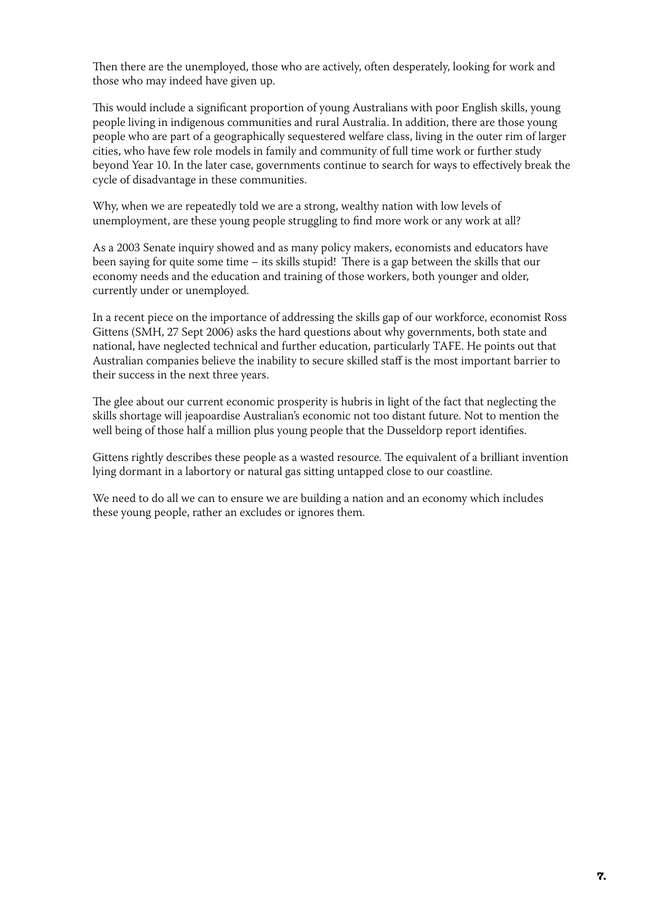Then there are the unemployed, those who are actively, often desperately, looking for work and those who may indeed have given up.

This would include a significant proportion of young Australians with poor English skills, young people living in indigenous communities and rural Australia. In addition, there are those young people who are part of a geographically sequestered welfare class, living in the outer rim of larger cities, who have few role models in family and community of full time work or further study beyond Year 10. In the later case, governments continue to search for ways to effectively break the cycle of disadvantage in these communities.

Why, when we are repeatedly told we are a strong, wealthy nation with low levels of unemployment, are these young people struggling to find more work or any work at all?

As a 2003 Senate inquiry showed and as many policy makers, economists and educators have been saying for quite some time – its skills stupid! There is a gap between the skills that our economy needs and the education and training of those workers, both younger and older, currently under or unemployed.

In a recent piece on the importance of addressing the skills gap of our workforce, economist Ross Gittens (SMH, 27 Sept 2006) asks the hard questions about why governments, both state and national, have neglected technical and further education, particularly TAFE. He points out that Australian companies believe the inability to secure skilled staff is the most important barrier to their success in the next three years.

The glee about our current economic prosperity is hubris in light of the fact that neglecting the skills shortage will jeapoardise Australian's economic not too distant future. Not to mention the well being of those half a million plus young people that the Dusseldorp report identifies.

Gittens rightly describes these people as a wasted resource. The equivalent of a brilliant invention lying dormant in a labortory or natural gas sitting untapped close to our coastline.

We need to do all we can to ensure we are building a nation and an economy which includes these young people, rather an excludes or ignores them.